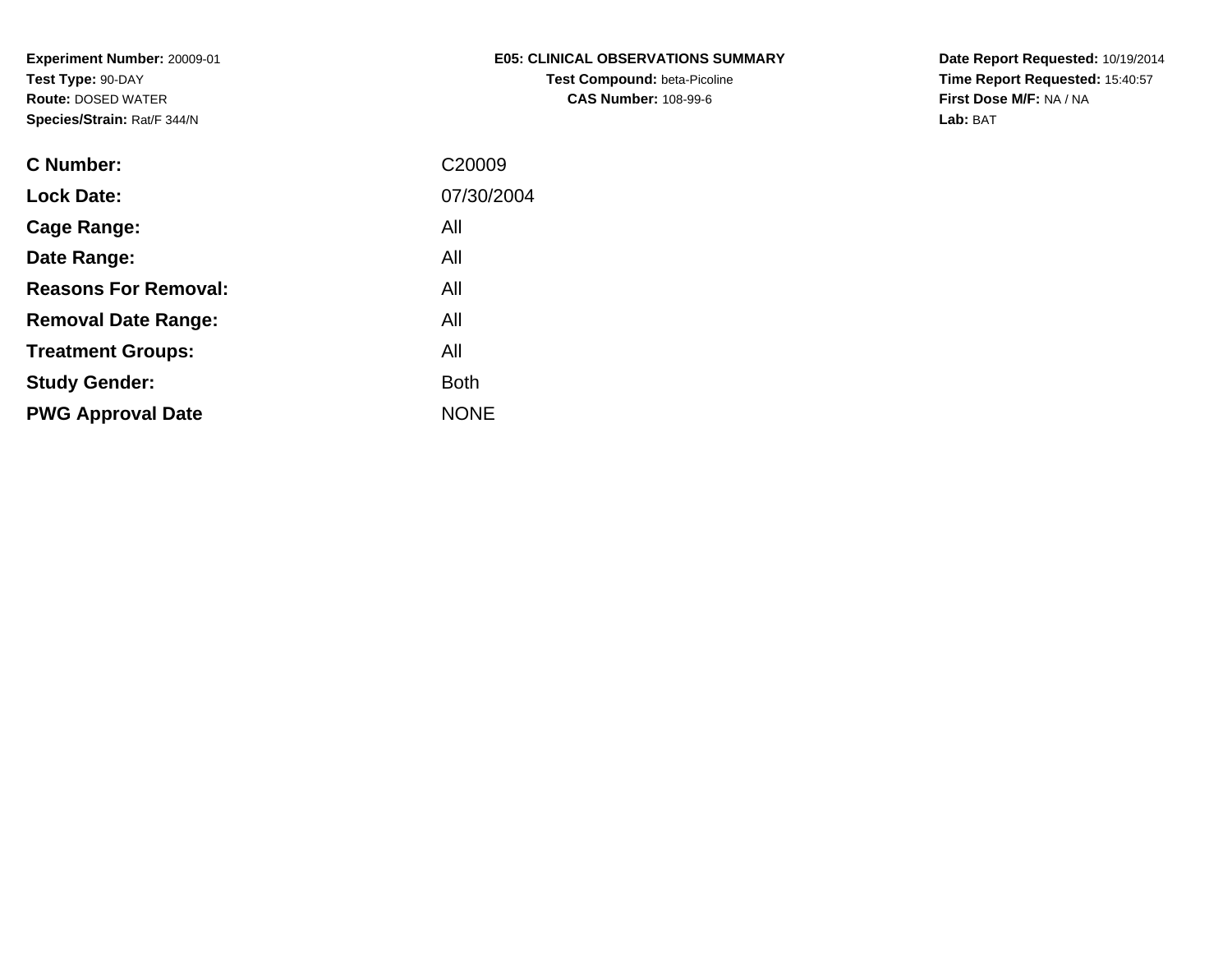**Experiment Number:** 20009-01
**Test Type:** 90-DAY
**Route:** DOSED WATER
**Species/Strain:** Rat/F 344/N

**E05: CLINICAL OBSERVATIONS SUMMARY**
**Test Compound:** beta-Picoline
**CAS Number:** 108-99-6

**Date Report Requested:** 10/19/2014
**Time Report Requested:** 15:40:57
**First Dose M/F:** NA / NA
**Lab:** BAT

| | |
|---|---|
| **C Number:** | C20009 |
| **Lock Date:** | 07/30/2004 |
| **Cage Range:** | All |
| **Date Range:** | All |
| **Reasons For Removal:** | All |
| **Removal Date Range:** | All |
| **Treatment Groups:** | All |
| **Study Gender:** | Both |
| **PWG Approval Date** | NONE |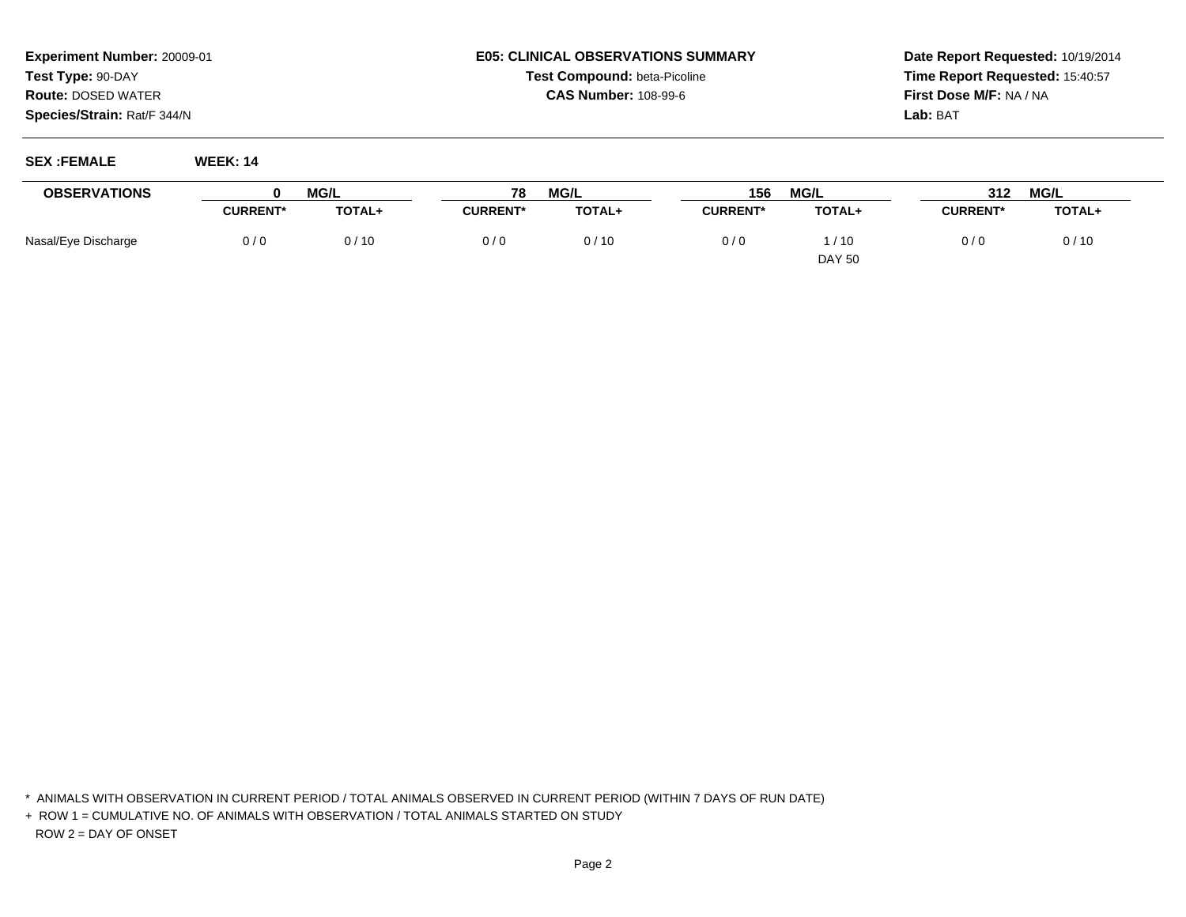**Experiment Number:** 20009-01
**Test Type:** 90-DAY
**Route:** DOSED WATER
**Species/Strain:** Rat/F 344/N

**E05: CLINICAL OBSERVATIONS SUMMARY**
**Test Compound:** beta-Picoline
**CAS Number:** 108-99-6

**Date Report Requested:** 10/19/2014
**Time Report Requested:** 15:40:57
**First Dose M/F:** NA / NA
**Lab:** BAT

**SEX :FEMALE** **WEEK: 14**

| OBSERVATIONS | 0 MG/L | | 78 MG/L | | 156 MG/L | | 312 MG/L | |
|---|---|---|---|---|---|---|---|---|
| | CURRENT* | TOTAL+ | CURRENT* | TOTAL+ | CURRENT* | TOTAL+ | CURRENT* | TOTAL+ |
| Nasal/Eye Discharge | 0 / 0 | 0 / 10 | 0 / 0 | 0 / 10 | 0 / 0 | 1 / 10 | 0 / 0 | 0 / 10 |
| | | | | | | DAY 50 | | |

\* ANIMALS WITH OBSERVATION IN CURRENT PERIOD / TOTAL ANIMALS OBSERVED IN CURRENT PERIOD (WITHIN 7 DAYS OF RUN DATE)

\+ ROW 1 = CUMULATIVE NO. OF ANIMALS WITH OBSERVATION / TOTAL ANIMALS STARTED ON STUDY
ROW 2 = DAY OF ONSET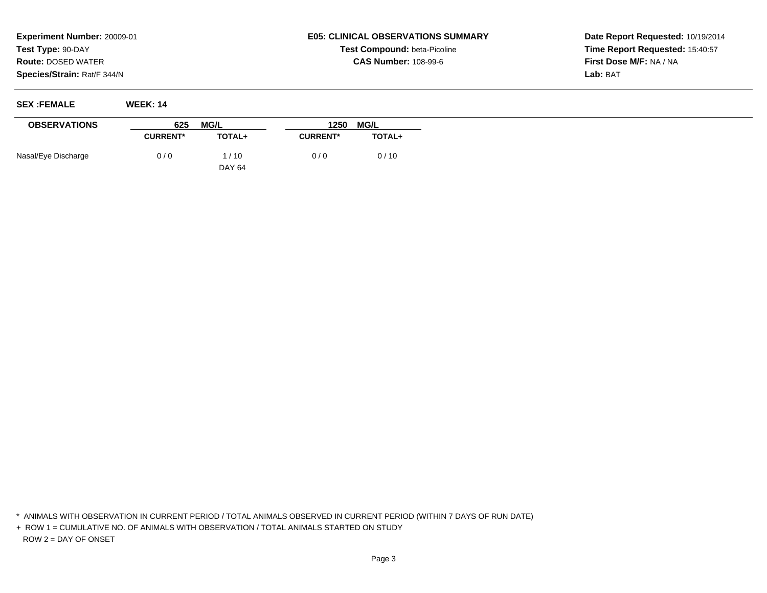**Experiment Number:** 20009-01
**Test Type:** 90-DAY
**Route:** DOSED WATER
**Species/Strain:** Rat/F 344/N

**E05: CLINICAL OBSERVATIONS SUMMARY**
**Test Compound:** beta-Picoline
**CAS Number:** 108-99-6

**Date Report Requested:** 10/19/2014
**Time Report Requested:** 15:40:57
**First Dose M/F:** NA / NA
**Lab:** BAT

**SEX :FEMALE** **WEEK: 14**

| OBSERVATIONS | 625 MG/L | | 1250 MG/L | |
|---|---|---|---|---|
| | CURRENT* | TOTAL+ | CURRENT* | TOTAL+ |
| Nasal/Eye Discharge | 0 / 0 | 1 / 10 | 0 / 0 | 0 / 10 |
| | | DAY 64 | | |

\* ANIMALS WITH OBSERVATION IN CURRENT PERIOD / TOTAL ANIMALS OBSERVED IN CURRENT PERIOD (WITHIN 7 DAYS OF RUN DATE)

\+ ROW 1 = CUMULATIVE NO. OF ANIMALS WITH OBSERVATION / TOTAL ANIMALS STARTED ON STUDY
ROW 2 = DAY OF ONSET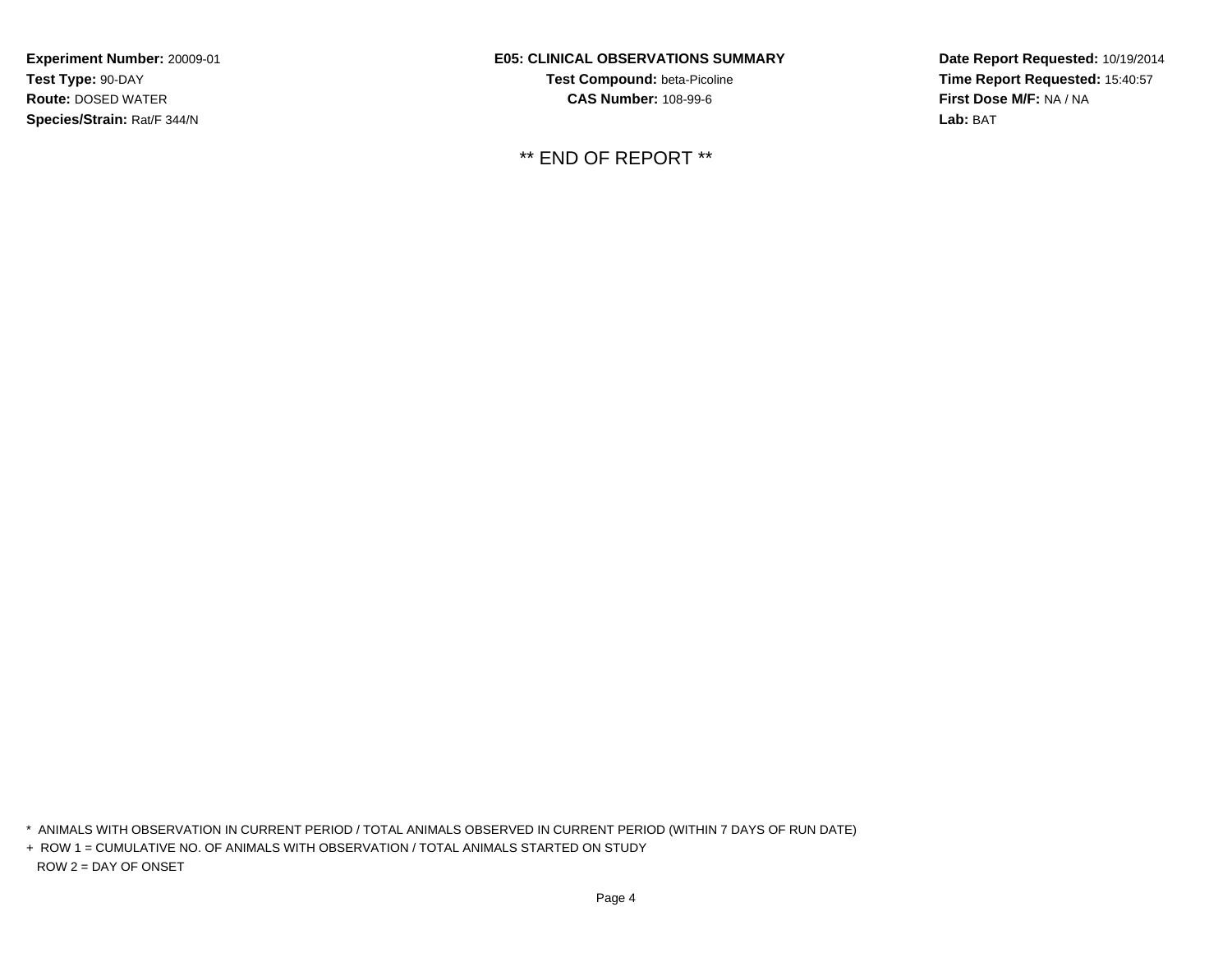**Experiment Number:** 20009-01
**Test Type:** 90-DAY
**Route:** DOSED WATER
**Species/Strain:** Rat/F 344/N

**E05: CLINICAL OBSERVATIONS SUMMARY**
**Test Compound:** beta-Picoline
**CAS Number:** 108-99-6

**Date Report Requested:** 10/19/2014
**Time Report Requested:** 15:40:57
**First Dose M/F:** NA / NA
**Lab:** BAT

** END OF REPORT **

\* ANIMALS WITH OBSERVATION IN CURRENT PERIOD / TOTAL ANIMALS OBSERVED IN CURRENT PERIOD (WITHIN 7 DAYS OF RUN DATE)
\+ ROW 1 = CUMULATIVE NO. OF ANIMALS WITH OBSERVATION / TOTAL ANIMALS STARTED ON STUDY
ROW 2 = DAY OF ONSET